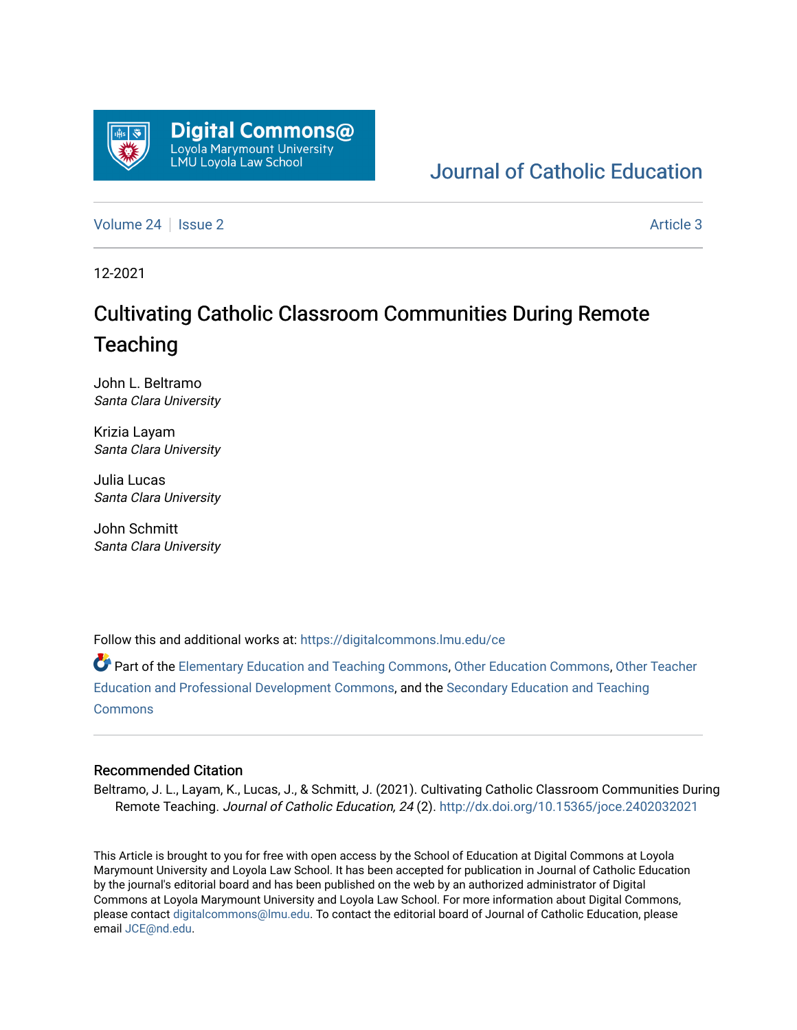Digital Commons@ Loyola Marymount University LMU Loyola Law School

Journal of Catholic Education

Volume 24 | Issue 2 Article 3

12-2021

# Cultivating Catholic Classroom Communities During Remote Teaching

John L. Beltramo
*Santa Clara University*

Krizia Layam
*Santa Clara University*

Julia Lucas
*Santa Clara University*

John Schmitt
*Santa Clara University*

Follow this and additional works at: https://digitalcommons.lmu.edu/ce

Part of the Elementary Education and Teaching Commons, Other Education Commons, Other Teacher Education and Professional Development Commons, and the Secondary Education and Teaching Commons

## Recommended Citation

Beltramo, J. L., Layam, K., Lucas, J., & Schmitt, J. (2021). Cultivating Catholic Classroom Communities During Remote Teaching. *Journal of Catholic Education, 24* (2). http://dx.doi.org/10.15365/joce.2402032021

This Article is brought to you for free with open access by the School of Education at Digital Commons at Loyola Marymount University and Loyola Law School. It has been accepted for publication in Journal of Catholic Education by the journal's editorial board and has been published on the web by an authorized administrator of Digital Commons at Loyola Marymount University and Loyola Law School. For more information about Digital Commons, please contact digitalcommons@lmu.edu. To contact the editorial board of Journal of Catholic Education, please email JCE@nd.edu.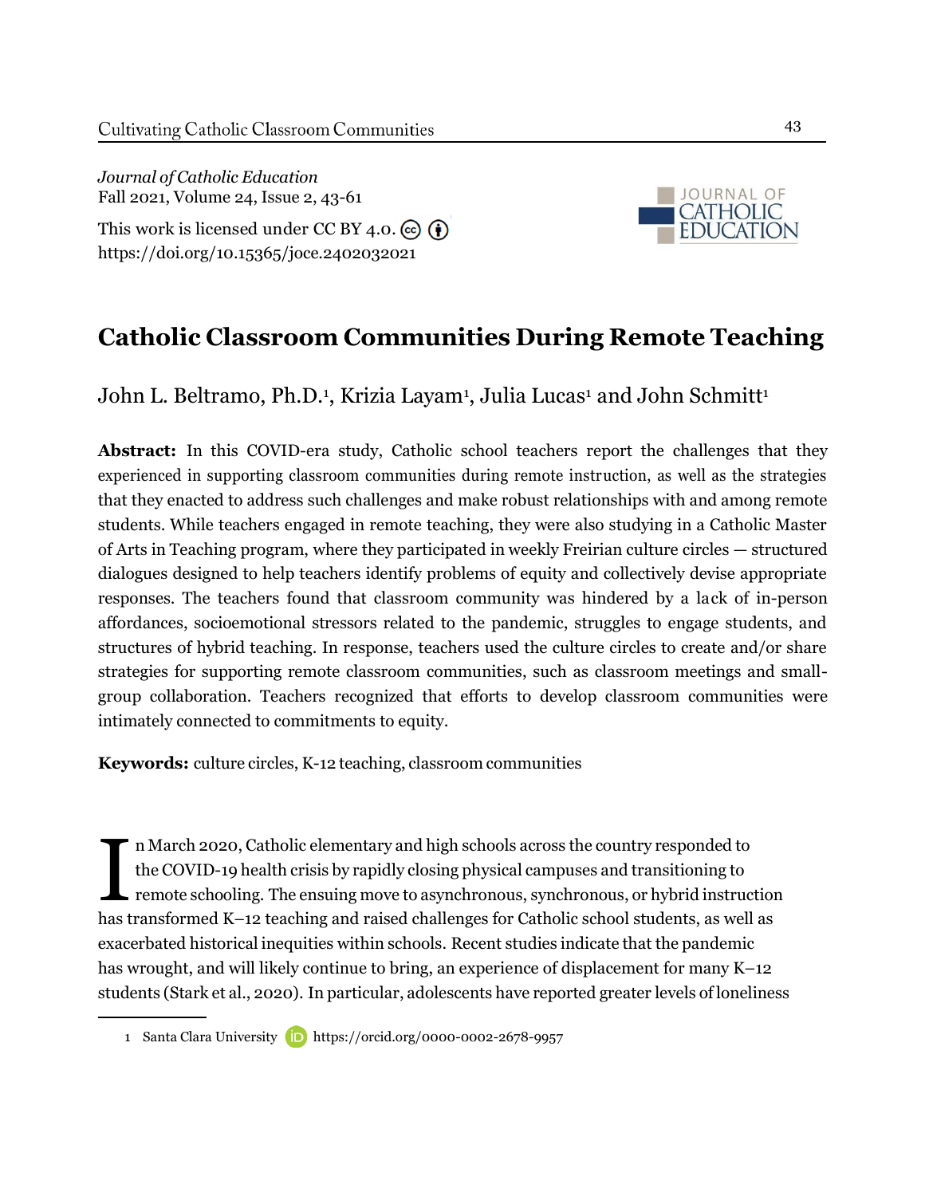*Journal of Catholic Education*
Fall 2021, Volume 24, Issue 2, 43-61
This work is licensed under CC BY 4.0.
https://doi.org/10.15365/joce.2402032021

# Catholic Classroom Communities During Remote Teaching

John L. Beltramo, Ph.D.[1], Krizia Layam[1], Julia Lucas[1] and John Schmitt[1]

**Abstract:** In this COVID-era study, Catholic school teachers report the challenges that they experienced in supporting classroom communities during remote instruction, as well as the strategies that they enacted to address such challenges and make robust relationships with and among remote students. While teachers engaged in remote teaching, they were also studying in a Catholic Master of Arts in Teaching program, where they participated in weekly Freirian culture circles — structured dialogues designed to help teachers identify problems of equity and collectively devise appropriate responses. The teachers found that classroom community was hindered by a lack of in-person affordances, socioemotional stressors related to the pandemic, struggles to engage students, and structures of hybrid teaching. In response, teachers used the culture circles to create and/or share strategies for supporting remote classroom communities, such as classroom meetings and small-group collaboration. Teachers recognized that efforts to develop classroom communities were intimately connected to commitments to equity.

**Keywords:** culture circles, K-12 teaching, classroom communities

In March 2020, Catholic elementary and high schools across the country responded to the COVID-19 health crisis by rapidly closing physical campuses and transitioning to remote schooling. The ensuing move to asynchronous, synchronous, or hybrid instruction has transformed K–12 teaching and raised challenges for Catholic school students, as well as exacerbated historical inequities within schools. Recent studies indicate that the pandemic has wrought, and will likely continue to bring, an experience of displacement for many K–12 students (Stark et al., 2020). In particular, adolescents have reported greater levels of loneliness

[1] Santa Clara University https://orcid.org/0000-0002-2678-9957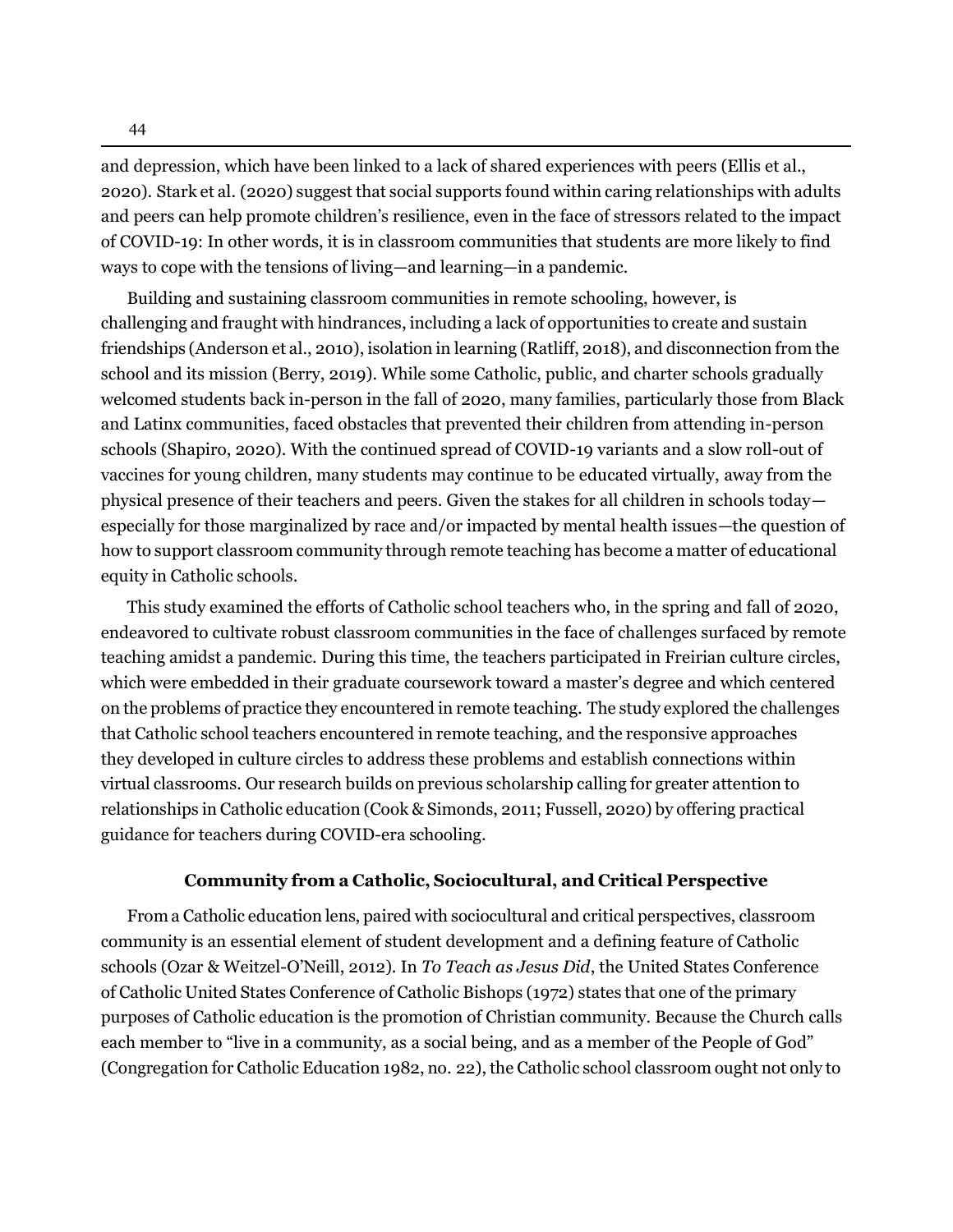and depression, which have been linked to a lack of shared experiences with peers (Ellis et al., 2020). Stark et al. (2020) suggest that social supports found within caring relationships with adults and peers can help promote children's resilience, even in the face of stressors related to the impact of COVID-19: In other words, it is in classroom communities that students are more likely to find ways to cope with the tensions of living—and learning—in a pandemic.

Building and sustaining classroom communities in remote schooling, however, is challenging and fraught with hindrances, including a lack of opportunities to create and sustain friendships (Anderson et al., 2010), isolation in learning (Ratliff, 2018), and disconnection from the school and its mission (Berry, 2019). While some Catholic, public, and charter schools gradually welcomed students back in-person in the fall of 2020, many families, particularly those from Black and Latinx communities, faced obstacles that prevented their children from attending in-person schools (Shapiro, 2020). With the continued spread of COVID-19 variants and a slow roll-out of vaccines for young children, many students may continue to be educated virtually, away from the physical presence of their teachers and peers. Given the stakes for all children in schools today—especially for those marginalized by race and/or impacted by mental health issues—the question of how to support classroom community through remote teaching has become a matter of educational equity in Catholic schools.

This study examined the efforts of Catholic school teachers who, in the spring and fall of 2020, endeavored to cultivate robust classroom communities in the face of challenges surfaced by remote teaching amidst a pandemic. During this time, the teachers participated in Freirian culture circles, which were embedded in their graduate coursework toward a master's degree and which centered on the problems of practice they encountered in remote teaching. The study explored the challenges that Catholic school teachers encountered in remote teaching, and the responsive approaches they developed in culture circles to address these problems and establish connections within virtual classrooms. Our research builds on previous scholarship calling for greater attention to relationships in Catholic education (Cook & Simonds, 2011; Fussell, 2020) by offering practical guidance for teachers during COVID-era schooling.

## Community from a Catholic, Sociocultural, and Critical Perspective

From a Catholic education lens, paired with sociocultural and critical perspectives, classroom community is an essential element of student development and a defining feature of Catholic schools (Ozar & Weitzel-O'Neill, 2012). In *To Teach as Jesus Did*, the United States Conference of Catholic United States Conference of Catholic Bishops (1972) states that one of the primary purposes of Catholic education is the promotion of Christian community. Because the Church calls each member to "live in a community, as a social being, and as a member of the People of God" (Congregation for Catholic Education 1982, no. 22), the Catholic school classroom ought not only to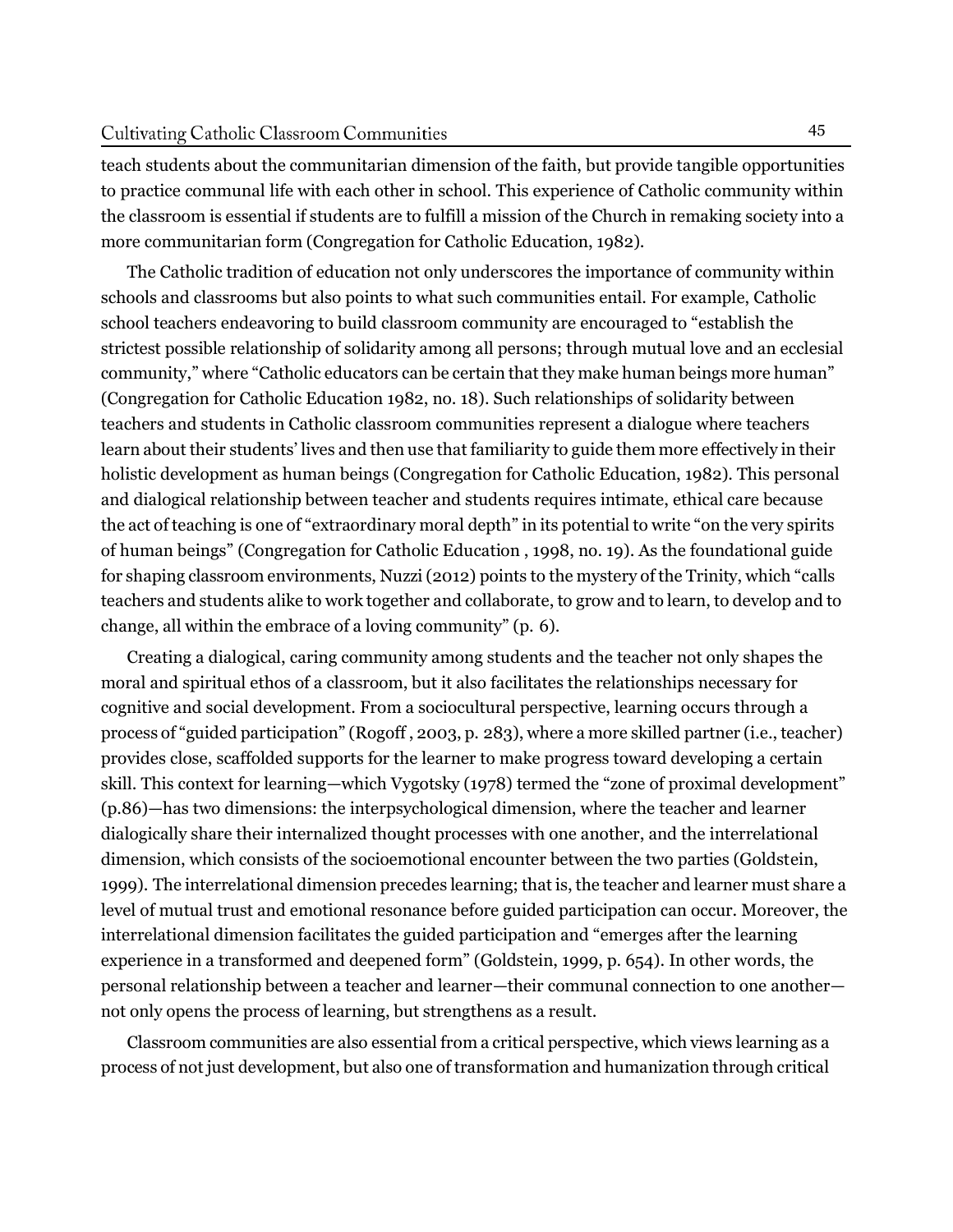teach students about the communitarian dimension of the faith, but provide tangible opportunities to practice communal life with each other in school. This experience of Catholic community within the classroom is essential if students are to fulfill a mission of the Church in remaking society into a more communitarian form (Congregation for Catholic Education, 1982).

The Catholic tradition of education not only underscores the importance of community within schools and classrooms but also points to what such communities entail. For example, Catholic school teachers endeavoring to build classroom community are encouraged to "establish the strictest possible relationship of solidarity among all persons; through mutual love and an ecclesial community," where "Catholic educators can be certain that they make human beings more human" (Congregation for Catholic Education 1982, no. 18). Such relationships of solidarity between teachers and students in Catholic classroom communities represent a dialogue where teachers learn about their students' lives and then use that familiarity to guide them more effectively in their holistic development as human beings (Congregation for Catholic Education, 1982). This personal and dialogical relationship between teacher and students requires intimate, ethical care because the act of teaching is one of "extraordinary moral depth" in its potential to write "on the very spirits of human beings" (Congregation for Catholic Education , 1998, no. 19). As the foundational guide for shaping classroom environments, Nuzzi (2012) points to the mystery of the Trinity, which "calls teachers and students alike to work together and collaborate, to grow and to learn, to develop and to change, all within the embrace of a loving community" (p. 6).

Creating a dialogical, caring community among students and the teacher not only shapes the moral and spiritual ethos of a classroom, but it also facilitates the relationships necessary for cognitive and social development. From a sociocultural perspective, learning occurs through a process of "guided participation" (Rogoff , 2003, p. 283), where a more skilled partner (i.e., teacher) provides close, scaffolded supports for the learner to make progress toward developing a certain skill. This context for learning—which Vygotsky (1978) termed the "zone of proximal development" (p.86)—has two dimensions: the interpsychological dimension, where the teacher and learner dialogically share their internalized thought processes with one another, and the interrelational dimension, which consists of the socioemotional encounter between the two parties (Goldstein, 1999). The interrelational dimension precedes learning; that is, the teacher and learner must share a level of mutual trust and emotional resonance before guided participation can occur. Moreover, the interrelational dimension facilitates the guided participation and "emerges after the learning experience in a transformed and deepened form" (Goldstein, 1999, p. 654). In other words, the personal relationship between a teacher and learner—their communal connection to one another—not only opens the process of learning, but strengthens as a result.

Classroom communities are also essential from a critical perspective, which views learning as a process of not just development, but also one of transformation and humanization through critical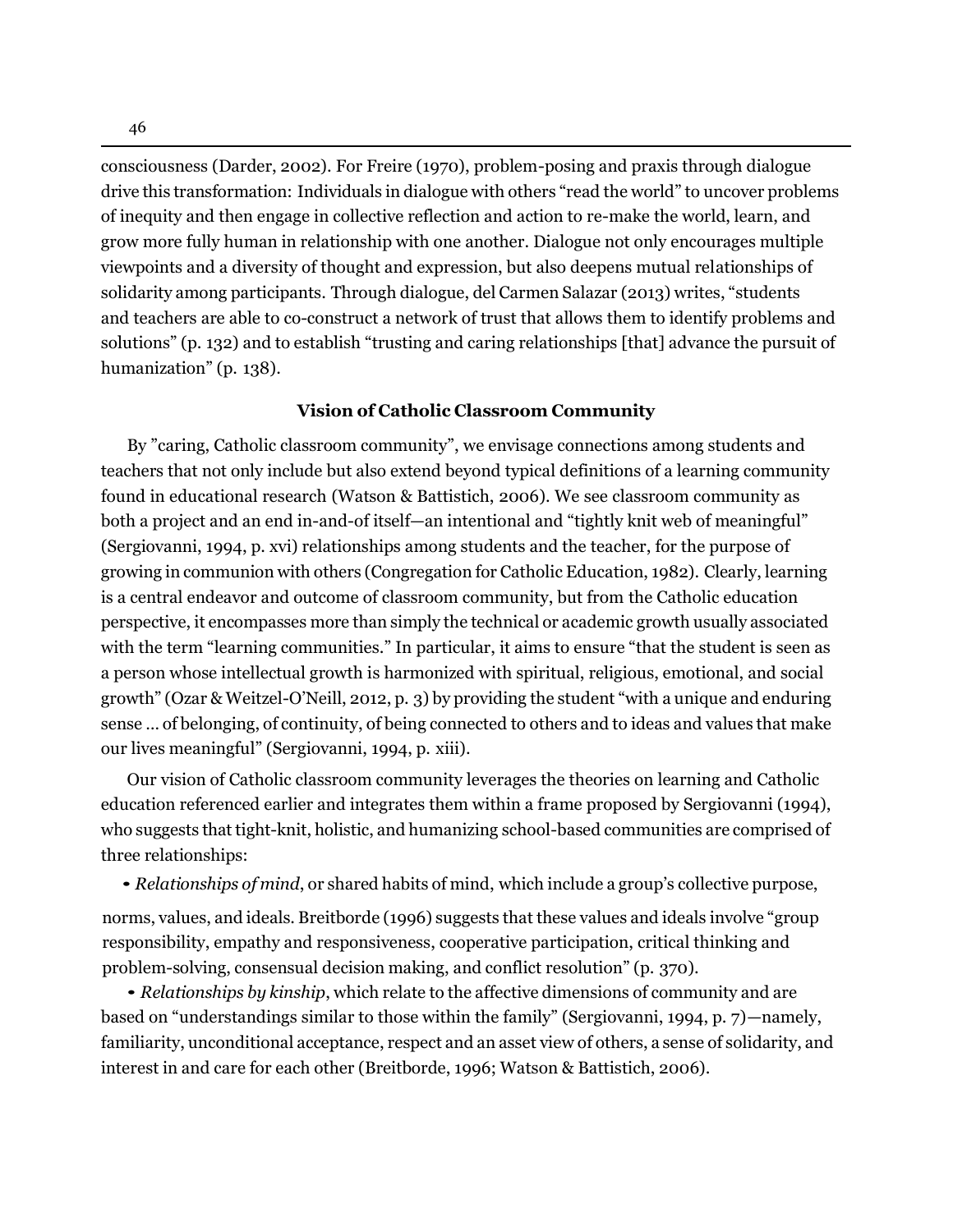consciousness (Darder, 2002). For Freire (1970), problem-posing and praxis through dialogue drive this transformation: Individuals in dialogue with others "read the world" to uncover problems of inequity and then engage in collective reflection and action to re-make the world, learn, and grow more fully human in relationship with one another. Dialogue not only encourages multiple viewpoints and a diversity of thought and expression, but also deepens mutual relationships of solidarity among participants. Through dialogue, del Carmen Salazar (2013) writes, "students and teachers are able to co-construct a network of trust that allows them to identify problems and solutions" (p. 132) and to establish "trusting and caring relationships [that] advance the pursuit of humanization" (p. 138).

## Vision of Catholic Classroom Community

By "caring, Catholic classroom community", we envisage connections among students and teachers that not only include but also extend beyond typical definitions of a learning community found in educational research (Watson & Battistich, 2006). We see classroom community as both a project and an end in-and-of itself—an intentional and "tightly knit web of meaningful" (Sergiovanni, 1994, p. xvi) relationships among students and the teacher, for the purpose of growing in communion with others (Congregation for Catholic Education, 1982). Clearly, learning is a central endeavor and outcome of classroom community, but from the Catholic education perspective, it encompasses more than simply the technical or academic growth usually associated with the term "learning communities." In particular, it aims to ensure "that the student is seen as a person whose intellectual growth is harmonized with spiritual, religious, emotional, and social growth" (Ozar & Weitzel-O'Neill, 2012, p. 3) by providing the student "with a unique and enduring sense … of belonging, of continuity, of being connected to others and to ideas and values that make our lives meaningful" (Sergiovanni, 1994, p. xiii).

Our vision of Catholic classroom community leverages the theories on learning and Catholic education referenced earlier and integrates them within a frame proposed by Sergiovanni (1994), who suggests that tight-knit, holistic, and humanizing school-based communities are comprised of three relationships:

- *Relationships of mind*, or shared habits of mind, which include a group's collective purpose, norms, values, and ideals. Breitborde (1996) suggests that these values and ideals involve "group responsibility, empathy and responsiveness, cooperative participation, critical thinking and problem-solving, consensual decision making, and conflict resolution" (p. 370).
- *Relationships by kinship*, which relate to the affective dimensions of community and are based on "understandings similar to those within the family" (Sergiovanni, 1994, p. 7)—namely, familiarity, unconditional acceptance, respect and an asset view of others, a sense of solidarity, and interest in and care for each other (Breitborde, 1996; Watson & Battistich, 2006).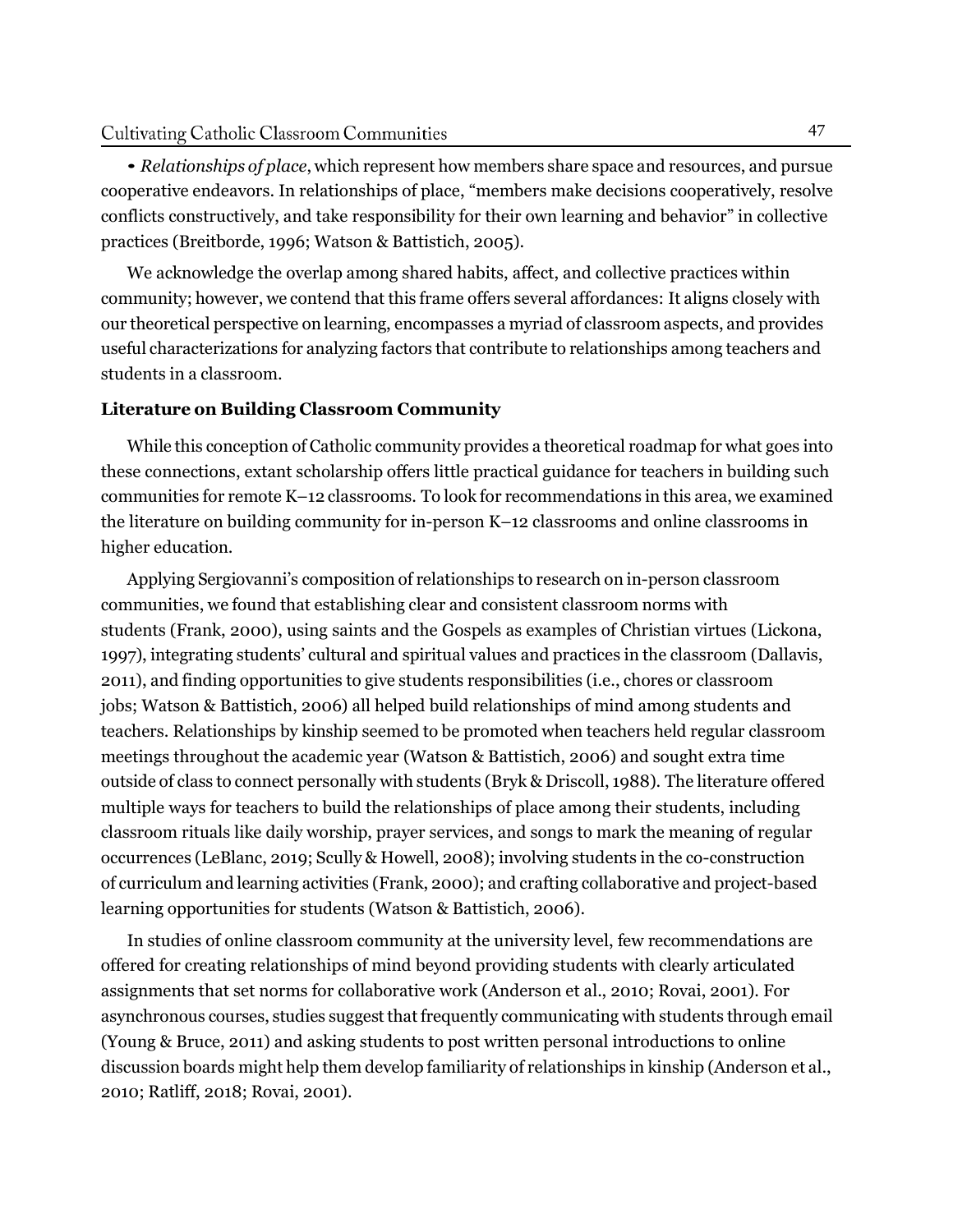- *Relationships of place*, which represent how members share space and resources, and pursue cooperative endeavors. In relationships of place, "members make decisions cooperatively, resolve conflicts constructively, and take responsibility for their own learning and behavior" in collective practices (Breitborde, 1996; Watson & Battistich, 2005).

We acknowledge the overlap among shared habits, affect, and collective practices within community; however, we contend that this frame offers several affordances: It aligns closely with our theoretical perspective on learning, encompasses a myriad of classroom aspects, and provides useful characterizations for analyzing factors that contribute to relationships among teachers and students in a classroom.

### Literature on Building Classroom Community

While this conception of Catholic community provides a theoretical roadmap for what goes into these connections, extant scholarship offers little practical guidance for teachers in building such communities for remote K–12 classrooms. To look for recommendations in this area, we examined the literature on building community for in-person K–12 classrooms and online classrooms in higher education.

Applying Sergiovanni's composition of relationships to research on in-person classroom communities, we found that establishing clear and consistent classroom norms with students (Frank, 2000), using saints and the Gospels as examples of Christian virtues (Lickona, 1997), integrating students' cultural and spiritual values and practices in the classroom (Dallavis, 2011), and finding opportunities to give students responsibilities (i.e., chores or classroom jobs; Watson & Battistich, 2006) all helped build relationships of mind among students and teachers. Relationships by kinship seemed to be promoted when teachers held regular classroom meetings throughout the academic year (Watson & Battistich, 2006) and sought extra time outside of class to connect personally with students (Bryk & Driscoll, 1988). The literature offered multiple ways for teachers to build the relationships of place among their students, including classroom rituals like daily worship, prayer services, and songs to mark the meaning of regular occurrences (LeBlanc, 2019; Scully & Howell, 2008); involving students in the co-construction of curriculum and learning activities (Frank, 2000); and crafting collaborative and project-based learning opportunities for students (Watson & Battistich, 2006).

In studies of online classroom community at the university level, few recommendations are offered for creating relationships of mind beyond providing students with clearly articulated assignments that set norms for collaborative work (Anderson et al., 2010; Rovai, 2001). For asynchronous courses, studies suggest that frequently communicating with students through email (Young & Bruce, 2011) and asking students to post written personal introductions to online discussion boards might help them develop familiarity of relationships in kinship (Anderson et al., 2010; Ratliff, 2018; Rovai, 2001).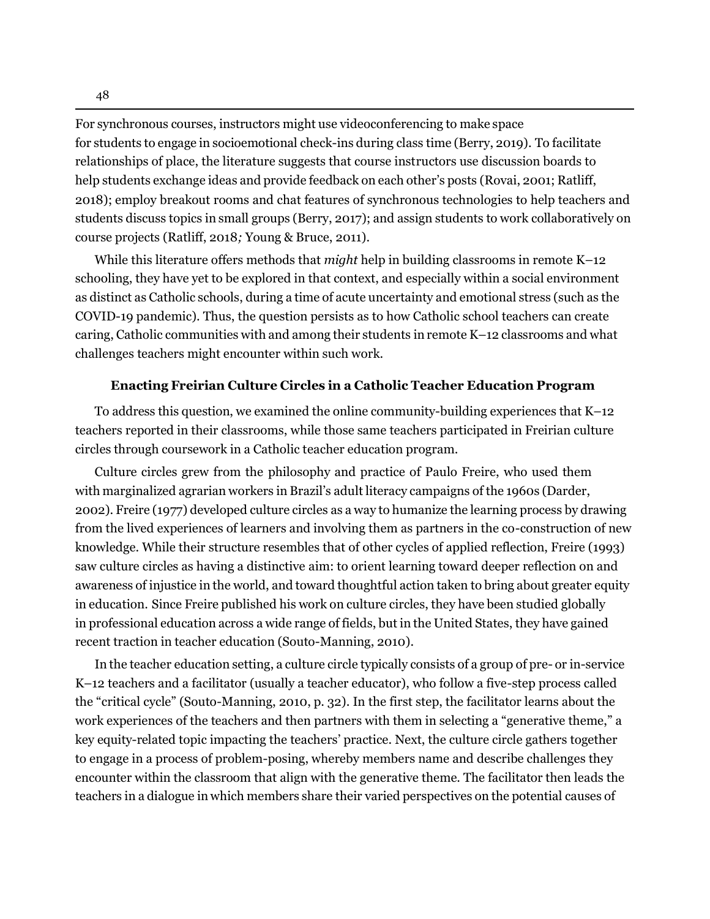For synchronous courses, instructors might use videoconferencing to make space for students to engage in socioemotional check-ins during class time (Berry, 2019). To facilitate relationships of place, the literature suggests that course instructors use discussion boards to help students exchange ideas and provide feedback on each other's posts (Rovai, 2001; Ratliff, 2018); employ breakout rooms and chat features of synchronous technologies to help teachers and students discuss topics in small groups (Berry, 2017); and assign students to work collaboratively on course projects (Ratliff, 2018*;* Young & Bruce, 2011).

While this literature offers methods that *might* help in building classrooms in remote K–12 schooling, they have yet to be explored in that context, and especially within a social environment as distinct as Catholic schools, during a time of acute uncertainty and emotional stress (such as the COVID-19 pandemic). Thus, the question persists as to how Catholic school teachers can create caring, Catholic communities with and among their students in remote K–12 classrooms and what challenges teachers might encounter within such work.

### Enacting Freirian Culture Circles in a Catholic Teacher Education Program

To address this question, we examined the online community-building experiences that K–12 teachers reported in their classrooms, while those same teachers participated in Freirian culture circles through coursework in a Catholic teacher education program.

Culture circles grew from the philosophy and practice of Paulo Freire, who used them with marginalized agrarian workers in Brazil's adult literacy campaigns of the 1960s (Darder, 2002). Freire (1977) developed culture circles as a way to humanize the learning process by drawing from the lived experiences of learners and involving them as partners in the co-construction of new knowledge. While their structure resembles that of other cycles of applied reflection, Freire (1993) saw culture circles as having a distinctive aim: to orient learning toward deeper reflection on and awareness of injustice in the world, and toward thoughtful action taken to bring about greater equity in education. Since Freire published his work on culture circles, they have been studied globally in professional education across a wide range of fields, but in the United States, they have gained recent traction in teacher education (Souto-Manning, 2010).

In the teacher education setting, a culture circle typically consists of a group of pre- or in-service K–12 teachers and a facilitator (usually a teacher educator), who follow a five-step process called the "critical cycle" (Souto-Manning, 2010, p. 32). In the first step, the facilitator learns about the work experiences of the teachers and then partners with them in selecting a "generative theme," a key equity-related topic impacting the teachers' practice. Next, the culture circle gathers together to engage in a process of problem-posing, whereby members name and describe challenges they encounter within the classroom that align with the generative theme. The facilitator then leads the teachers in a dialogue in which members share their varied perspectives on the potential causes of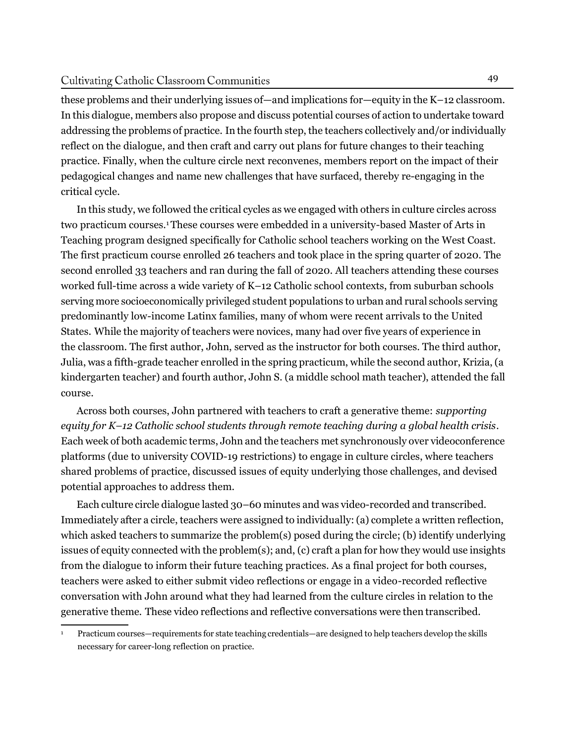these problems and their underlying issues of—and implications for—equity in the K–12 classroom. In this dialogue, members also propose and discuss potential courses of action to undertake toward addressing the problems of practice. In the fourth step, the teachers collectively and/or individually reflect on the dialogue, and then craft and carry out plans for future changes to their teaching practice. Finally, when the culture circle next reconvenes, members report on the impact of their pedagogical changes and name new challenges that have surfaced, thereby re-engaging in the critical cycle.

In this study, we followed the critical cycles as we engaged with others in culture circles across two practicum courses.[1] These courses were embedded in a university-based Master of Arts in Teaching program designed specifically for Catholic school teachers working on the West Coast. The first practicum course enrolled 26 teachers and took place in the spring quarter of 2020. The second enrolled 33 teachers and ran during the fall of 2020. All teachers attending these courses worked full-time across a wide variety of K–12 Catholic school contexts, from suburban schools serving more socioeconomically privileged student populations to urban and rural schools serving predominantly low-income Latinx families, many of whom were recent arrivals to the United States. While the majority of teachers were novices, many had over five years of experience in the classroom. The first author, John, served as the instructor for both courses. The third author, Julia, was a fifth-grade teacher enrolled in the spring practicum, while the second author, Krizia, (a kindergarten teacher) and fourth author, John S. (a middle school math teacher), attended the fall course.

Across both courses, John partnered with teachers to craft a generative theme: *supporting equity for K–12 Catholic school students through remote teaching during a global health crisis*. Each week of both academic terms, John and the teachers met synchronously over videoconference platforms (due to university COVID-19 restrictions) to engage in culture circles, where teachers shared problems of practice, discussed issues of equity underlying those challenges, and devised potential approaches to address them.

Each culture circle dialogue lasted 30–60 minutes and was video-recorded and transcribed. Immediately after a circle, teachers were assigned to individually: (a) complete a written reflection, which asked teachers to summarize the problem(s) posed during the circle; (b) identify underlying issues of equity connected with the problem(s); and, (c) craft a plan for how they would use insights from the dialogue to inform their future teaching practices. As a final project for both courses, teachers were asked to either submit video reflections or engage in a video-recorded reflective conversation with John around what they had learned from the culture circles in relation to the generative theme. These video reflections and reflective conversations were then transcribed.

[1] Practicum courses—requirements for state teaching credentials—are designed to help teachers develop the skills necessary for career-long reflection on practice.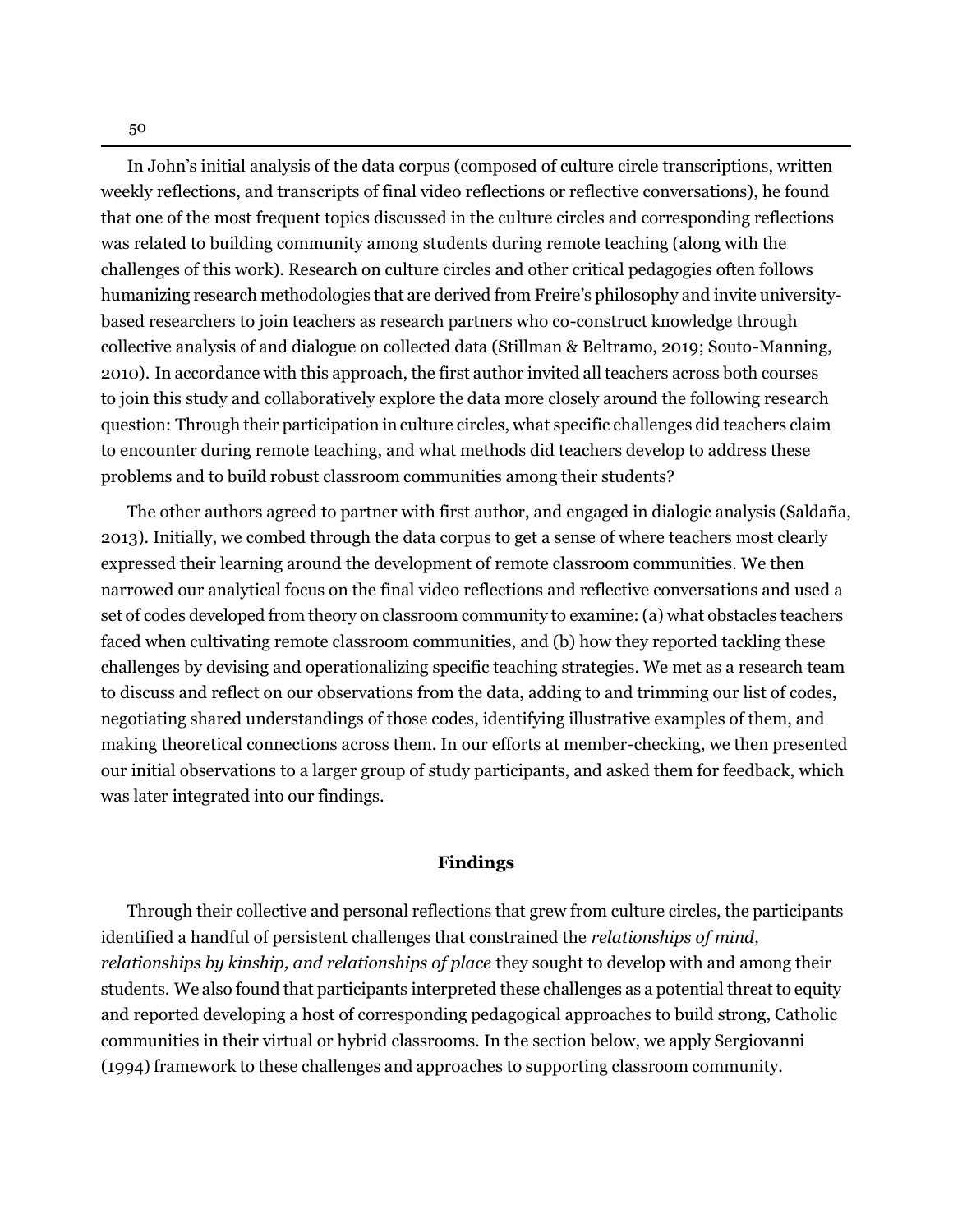In John's initial analysis of the data corpus (composed of culture circle transcriptions, written weekly reflections, and transcripts of final video reflections or reflective conversations), he found that one of the most frequent topics discussed in the culture circles and corresponding reflections was related to building community among students during remote teaching (along with the challenges of this work). Research on culture circles and other critical pedagogies often follows humanizing research methodologies that are derived from Freire's philosophy and invite university-based researchers to join teachers as research partners who co-construct knowledge through collective analysis of and dialogue on collected data (Stillman & Beltramo, 2019; Souto-Manning, 2010). In accordance with this approach, the first author invited all teachers across both courses to join this study and collaboratively explore the data more closely around the following research question: Through their participation in culture circles, what specific challenges did teachers claim to encounter during remote teaching, and what methods did teachers develop to address these problems and to build robust classroom communities among their students?

The other authors agreed to partner with first author, and engaged in dialogic analysis (Saldaña, 2013). Initially, we combed through the data corpus to get a sense of where teachers most clearly expressed their learning around the development of remote classroom communities. We then narrowed our analytical focus on the final video reflections and reflective conversations and used a set of codes developed from theory on classroom community to examine: (a) what obstacles teachers faced when cultivating remote classroom communities, and (b) how they reported tackling these challenges by devising and operationalizing specific teaching strategies. We met as a research team to discuss and reflect on our observations from the data, adding to and trimming our list of codes, negotiating shared understandings of those codes, identifying illustrative examples of them, and making theoretical connections across them. In our efforts at member-checking, we then presented our initial observations to a larger group of study participants, and asked them for feedback, which was later integrated into our findings.

## Findings

Through their collective and personal reflections that grew from culture circles, the participants identified a handful of persistent challenges that constrained the *relationships of mind, relationships by kinship, and relationships of place* they sought to develop with and among their students. We also found that participants interpreted these challenges as a potential threat to equity and reported developing a host of corresponding pedagogical approaches to build strong, Catholic communities in their virtual or hybrid classrooms. In the section below, we apply Sergiovanni (1994) framework to these challenges and approaches to supporting classroom community.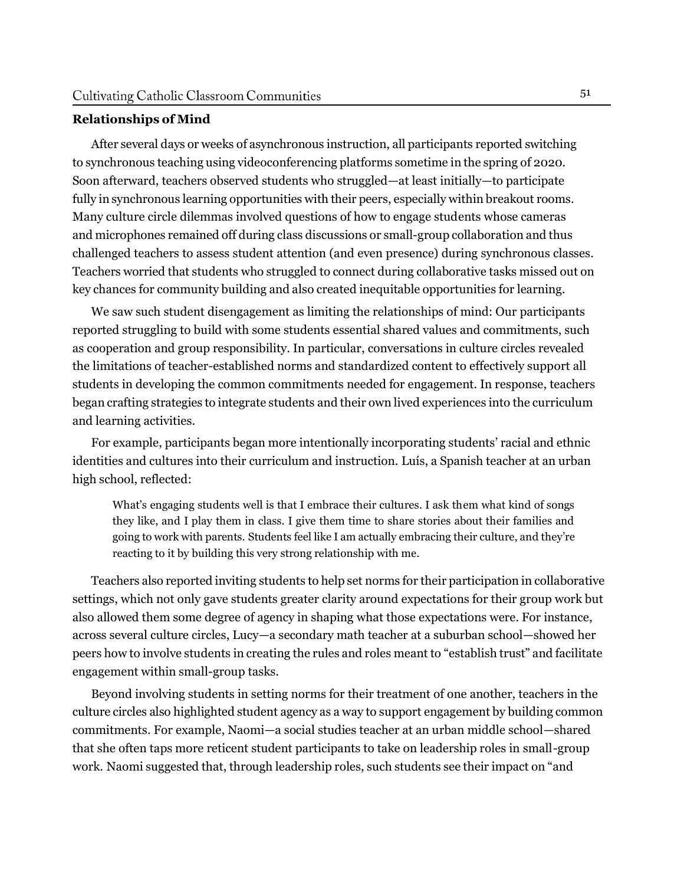**Relationships of Mind**

After several days or weeks of asynchronous instruction, all participants reported switching to synchronous teaching using videoconferencing platforms sometime in the spring of 2020. Soon afterward, teachers observed students who struggled—at least initially—to participate fully in synchronous learning opportunities with their peers, especially within breakout rooms. Many culture circle dilemmas involved questions of how to engage students whose cameras and microphones remained off during class discussions or small-group collaboration and thus challenged teachers to assess student attention (and even presence) during synchronous classes. Teachers worried that students who struggled to connect during collaborative tasks missed out on key chances for community building and also created inequitable opportunities for learning.

We saw such student disengagement as limiting the relationships of mind: Our participants reported struggling to build with some students essential shared values and commitments, such as cooperation and group responsibility. In particular, conversations in culture circles revealed the limitations of teacher-established norms and standardized content to effectively support all students in developing the common commitments needed for engagement. In response, teachers began crafting strategies to integrate students and their own lived experiences into the curriculum and learning activities.

For example, participants began more intentionally incorporating students' racial and ethnic identities and cultures into their curriculum and instruction. Luís, a Spanish teacher at an urban high school, reflected:

> What's engaging students well is that I embrace their cultures. I ask them what kind of songs they like, and I play them in class. I give them time to share stories about their families and going to work with parents. Students feel like I am actually embracing their culture, and they're reacting to it by building this very strong relationship with me.

Teachers also reported inviting students to help set norms for their participation in collaborative settings, which not only gave students greater clarity around expectations for their group work but also allowed them some degree of agency in shaping what those expectations were. For instance, across several culture circles, Lucy—a secondary math teacher at a suburban school—showed her peers how to involve students in creating the rules and roles meant to "establish trust" and facilitate engagement within small-group tasks.

Beyond involving students in setting norms for their treatment of one another, teachers in the culture circles also highlighted student agency as a way to support engagement by building common commitments. For example, Naomi—a social studies teacher at an urban middle school—shared that she often taps more reticent student participants to take on leadership roles in small-group work. Naomi suggested that, through leadership roles, such students see their impact on "and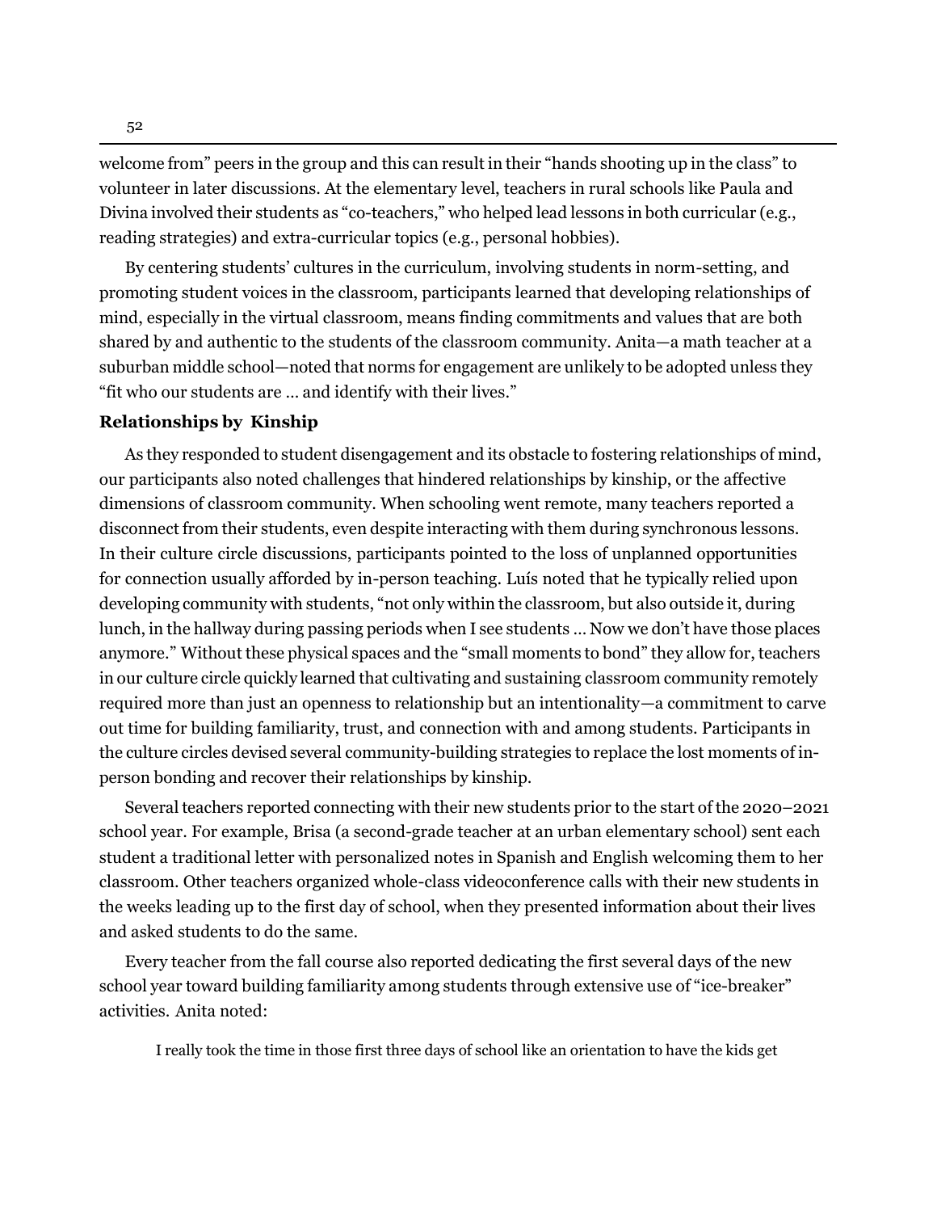welcome from" peers in the group and this can result in their "hands shooting up in the class" to volunteer in later discussions. At the elementary level, teachers in rural schools like Paula and Divina involved their students as "co-teachers," who helped lead lessons in both curricular (e.g., reading strategies) and extra-curricular topics (e.g., personal hobbies).

By centering students' cultures in the curriculum, involving students in norm-setting, and promoting student voices in the classroom, participants learned that developing relationships of mind, especially in the virtual classroom, means finding commitments and values that are both shared by and authentic to the students of the classroom community. Anita—a math teacher at a suburban middle school—noted that norms for engagement are unlikely to be adopted unless they "fit who our students are … and identify with their lives."

### Relationships by Kinship

As they responded to student disengagement and its obstacle to fostering relationships of mind, our participants also noted challenges that hindered relationships by kinship, or the affective dimensions of classroom community. When schooling went remote, many teachers reported a disconnect from their students, even despite interacting with them during synchronous lessons. In their culture circle discussions, participants pointed to the loss of unplanned opportunities for connection usually afforded by in-person teaching. Luís noted that he typically relied upon developing community with students, "not only within the classroom, but also outside it, during lunch, in the hallway during passing periods when I see students … Now we don't have those places anymore." Without these physical spaces and the "small moments to bond" they allow for, teachers in our culture circle quickly learned that cultivating and sustaining classroom community remotely required more than just an openness to relationship but an intentionality—a commitment to carve out time for building familiarity, trust, and connection with and among students. Participants in the culture circles devised several community-building strategies to replace the lost moments of in-person bonding and recover their relationships by kinship.

Several teachers reported connecting with their new students prior to the start of the 2020–2021 school year. For example, Brisa (a second-grade teacher at an urban elementary school) sent each student a traditional letter with personalized notes in Spanish and English welcoming them to her classroom. Other teachers organized whole-class videoconference calls with their new students in the weeks leading up to the first day of school, when they presented information about their lives and asked students to do the same.

Every teacher from the fall course also reported dedicating the first several days of the new school year toward building familiarity among students through extensive use of "ice-breaker" activities. Anita noted:

> I really took the time in those first three days of school like an orientation to have the kids get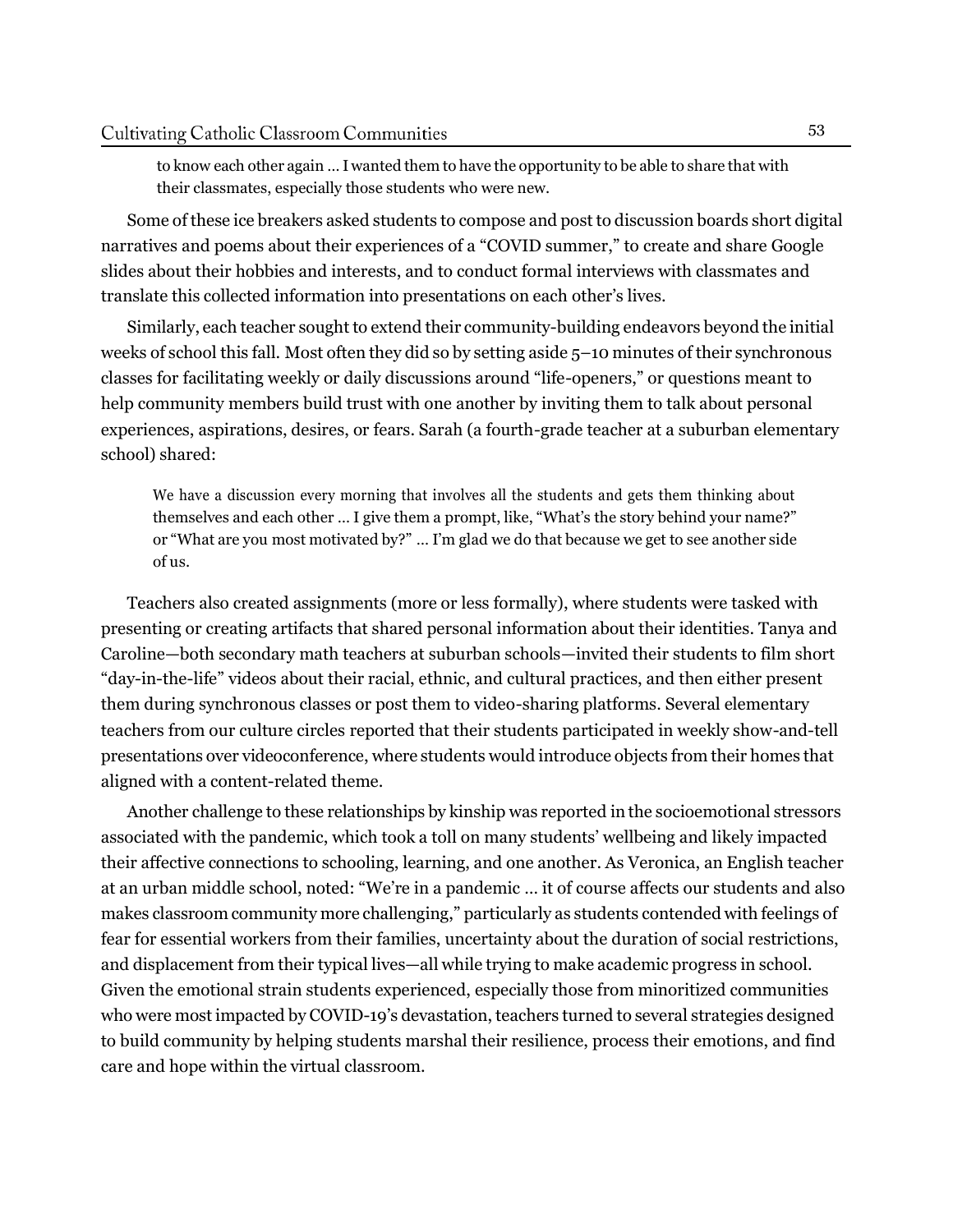> to know each other again … I wanted them to have the opportunity to be able to share that with their classmates, especially those students who were new.

Some of these ice breakers asked students to compose and post to discussion boards short digital narratives and poems about their experiences of a "COVID summer," to create and share Google slides about their hobbies and interests, and to conduct formal interviews with classmates and translate this collected information into presentations on each other's lives.

Similarly, each teacher sought to extend their community-building endeavors beyond the initial weeks of school this fall. Most often they did so by setting aside 5–10 minutes of their synchronous classes for facilitating weekly or daily discussions around "life-openers," or questions meant to help community members build trust with one another by inviting them to talk about personal experiences, aspirations, desires, or fears. Sarah (a fourth-grade teacher at a suburban elementary school) shared:

> We have a discussion every morning that involves all the students and gets them thinking about themselves and each other … I give them a prompt, like, "What's the story behind your name?" or "What are you most motivated by?" … I'm glad we do that because we get to see another side of us.

Teachers also created assignments (more or less formally), where students were tasked with presenting or creating artifacts that shared personal information about their identities. Tanya and Caroline—both secondary math teachers at suburban schools—invited their students to film short "day-in-the-life" videos about their racial, ethnic, and cultural practices, and then either present them during synchronous classes or post them to video-sharing platforms. Several elementary teachers from our culture circles reported that their students participated in weekly show-and-tell presentations over videoconference, where students would introduce objects from their homes that aligned with a content-related theme.

Another challenge to these relationships by kinship was reported in the socioemotional stressors associated with the pandemic, which took a toll on many students' wellbeing and likely impacted their affective connections to schooling, learning, and one another. As Veronica, an English teacher at an urban middle school, noted: "We're in a pandemic … it of course affects our students and also makes classroom community more challenging," particularly as students contended with feelings of fear for essential workers from their families, uncertainty about the duration of social restrictions, and displacement from their typical lives—all while trying to make academic progress in school. Given the emotional strain students experienced, especially those from minoritized communities who were most impacted by COVID-19's devastation, teachers turned to several strategies designed to build community by helping students marshal their resilience, process their emotions, and find care and hope within the virtual classroom.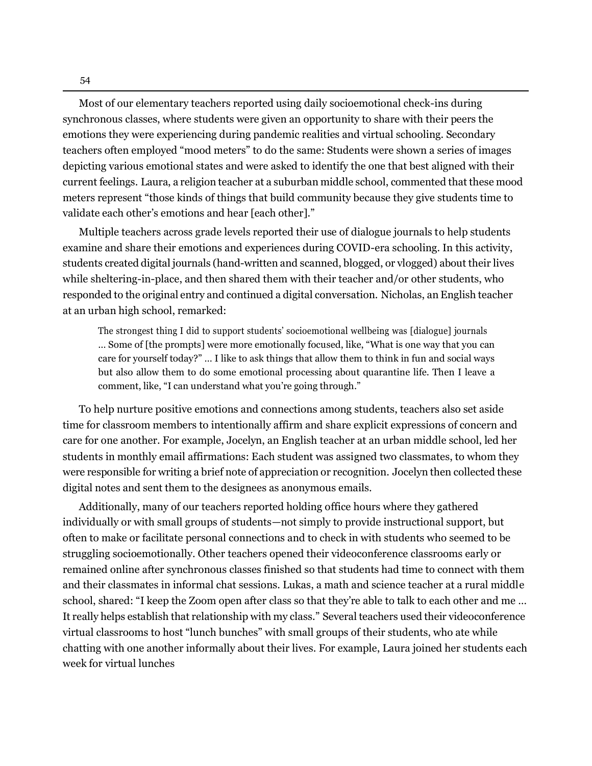Most of our elementary teachers reported using daily socioemotional check-ins during synchronous classes, where students were given an opportunity to share with their peers the emotions they were experiencing during pandemic realities and virtual schooling. Secondary teachers often employed "mood meters" to do the same: Students were shown a series of images depicting various emotional states and were asked to identify the one that best aligned with their current feelings. Laura, a religion teacher at a suburban middle school, commented that these mood meters represent "those kinds of things that build community because they give students time to validate each other's emotions and hear [each other]."

Multiple teachers across grade levels reported their use of dialogue journals to help students examine and share their emotions and experiences during COVID-era schooling. In this activity, students created digital journals (hand-written and scanned, blogged, or vlogged) about their lives while sheltering-in-place, and then shared them with their teacher and/or other students, who responded to the original entry and continued a digital conversation. Nicholas, an English teacher at an urban high school, remarked:

> The strongest thing I did to support students' socioemotional wellbeing was [dialogue] journals … Some of [the prompts] were more emotionally focused, like, "What is one way that you can care for yourself today?" … I like to ask things that allow them to think in fun and social ways but also allow them to do some emotional processing about quarantine life. Then I leave a comment, like, "I can understand what you're going through."

To help nurture positive emotions and connections among students, teachers also set aside time for classroom members to intentionally affirm and share explicit expressions of concern and care for one another. For example, Jocelyn, an English teacher at an urban middle school, led her students in monthly email affirmations: Each student was assigned two classmates, to whom they were responsible for writing a brief note of appreciation or recognition. Jocelyn then collected these digital notes and sent them to the designees as anonymous emails.

Additionally, many of our teachers reported holding office hours where they gathered individually or with small groups of students—not simply to provide instructional support, but often to make or facilitate personal connections and to check in with students who seemed to be struggling socioemotionally. Other teachers opened their videoconference classrooms early or remained online after synchronous classes finished so that students had time to connect with them and their classmates in informal chat sessions. Lukas, a math and science teacher at a rural middle school, shared: "I keep the Zoom open after class so that they're able to talk to each other and me … It really helps establish that relationship with my class." Several teachers used their videoconference virtual classrooms to host "lunch bunches" with small groups of their students, who ate while chatting with one another informally about their lives. For example, Laura joined her students each week for virtual lunches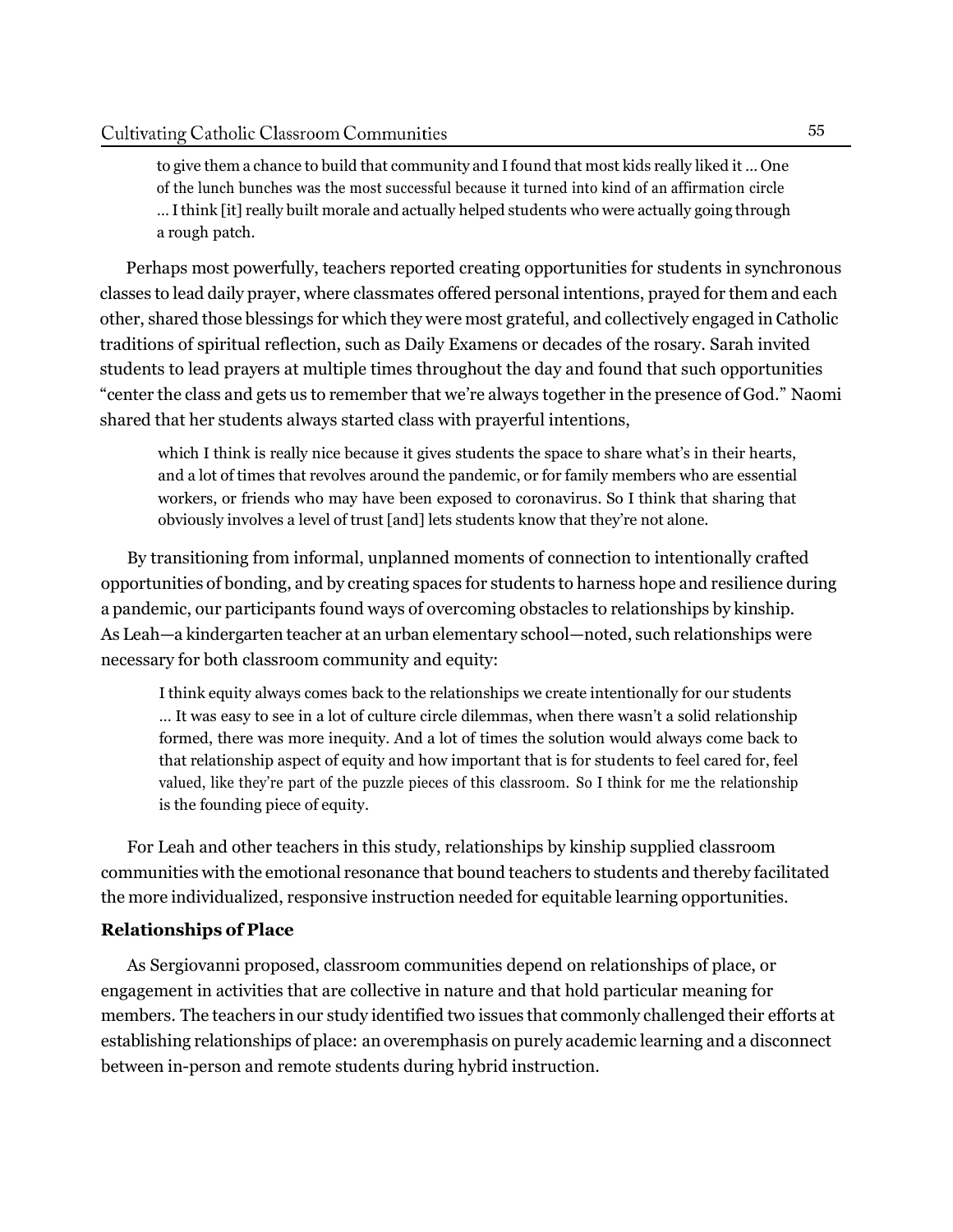> to give them a chance to build that community and I found that most kids really liked it … One of the lunch bunches was the most successful because it turned into kind of an affirmation circle … I think [it] really built morale and actually helped students who were actually going through a rough patch.

Perhaps most powerfully, teachers reported creating opportunities for students in synchronous classes to lead daily prayer, where classmates offered personal intentions, prayed for them and each other, shared those blessings for which they were most grateful, and collectively engaged in Catholic traditions of spiritual reflection, such as Daily Examens or decades of the rosary. Sarah invited students to lead prayers at multiple times throughout the day and found that such opportunities "center the class and gets us to remember that we're always together in the presence of God." Naomi shared that her students always started class with prayerful intentions,

> which I think is really nice because it gives students the space to share what's in their hearts, and a lot of times that revolves around the pandemic, or for family members who are essential workers, or friends who may have been exposed to coronavirus. So I think that sharing that obviously involves a level of trust [and] lets students know that they're not alone.

By transitioning from informal, unplanned moments of connection to intentionally crafted opportunities of bonding, and by creating spaces for students to harness hope and resilience during a pandemic, our participants found ways of overcoming obstacles to relationships by kinship. As Leah—a kindergarten teacher at an urban elementary school—noted, such relationships were necessary for both classroom community and equity:

> I think equity always comes back to the relationships we create intentionally for our students … It was easy to see in a lot of culture circle dilemmas, when there wasn't a solid relationship formed, there was more inequity. And a lot of times the solution would always come back to that relationship aspect of equity and how important that is for students to feel cared for, feel valued, like they're part of the puzzle pieces of this classroom. So I think for me the relationship is the founding piece of equity.

For Leah and other teachers in this study, relationships by kinship supplied classroom communities with the emotional resonance that bound teachers to students and thereby facilitated the more individualized, responsive instruction needed for equitable learning opportunities.

### Relationships of Place

As Sergiovanni proposed, classroom communities depend on relationships of place, or engagement in activities that are collective in nature and that hold particular meaning for members. The teachers in our study identified two issues that commonly challenged their efforts at establishing relationships of place: an overemphasis on purely academic learning and a disconnect between in-person and remote students during hybrid instruction.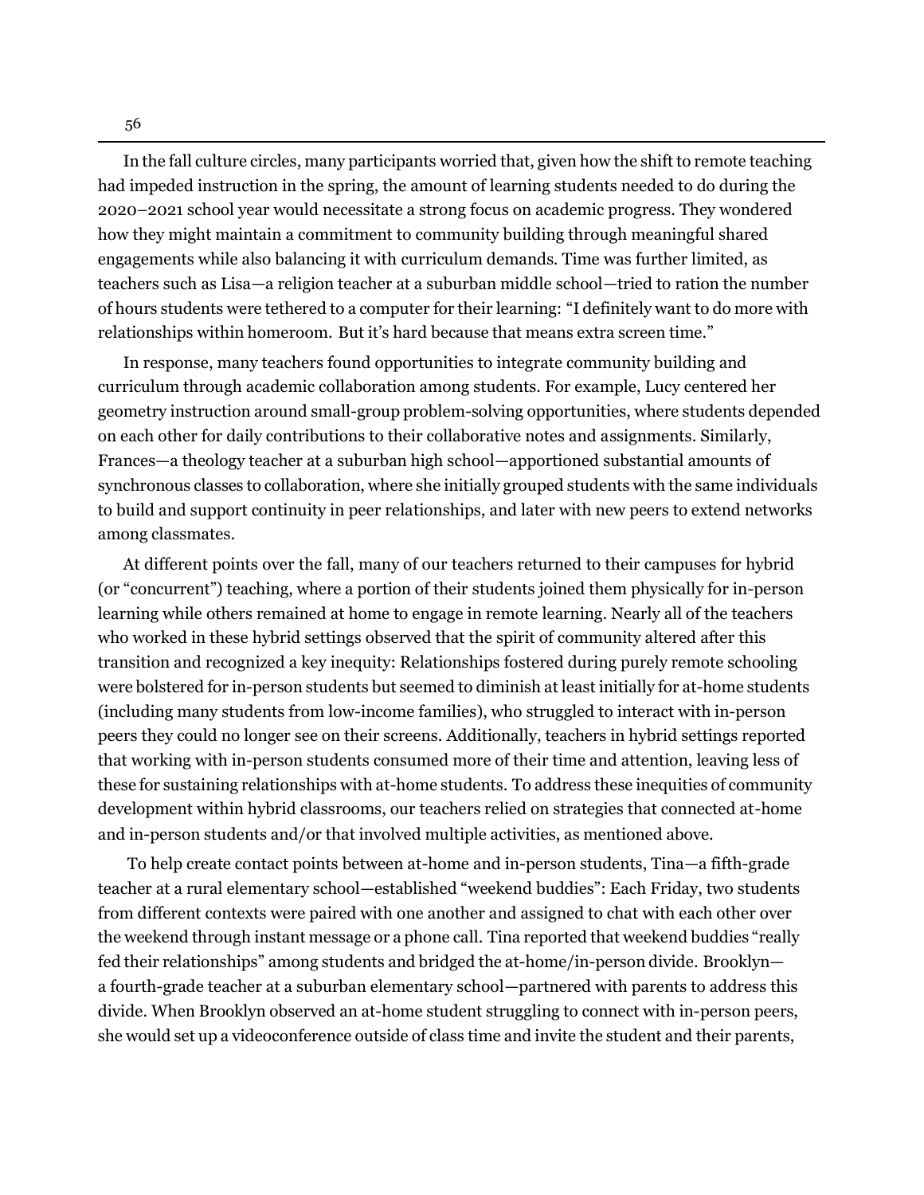In the fall culture circles, many participants worried that, given how the shift to remote teaching had impeded instruction in the spring, the amount of learning students needed to do during the 2020–2021 school year would necessitate a strong focus on academic progress. They wondered how they might maintain a commitment to community building through meaningful shared engagements while also balancing it with curriculum demands. Time was further limited, as teachers such as Lisa—a religion teacher at a suburban middle school—tried to ration the number of hours students were tethered to a computer for their learning: "I definitely want to do more with relationships within homeroom. But it's hard because that means extra screen time."

In response, many teachers found opportunities to integrate community building and curriculum through academic collaboration among students. For example, Lucy centered her geometry instruction around small-group problem-solving opportunities, where students depended on each other for daily contributions to their collaborative notes and assignments. Similarly, Frances—a theology teacher at a suburban high school—apportioned substantial amounts of synchronous classes to collaboration, where she initially grouped students with the same individuals to build and support continuity in peer relationships, and later with new peers to extend networks among classmates.

At different points over the fall, many of our teachers returned to their campuses for hybrid (or "concurrent") teaching, where a portion of their students joined them physically for in-person learning while others remained at home to engage in remote learning. Nearly all of the teachers who worked in these hybrid settings observed that the spirit of community altered after this transition and recognized a key inequity: Relationships fostered during purely remote schooling were bolstered for in-person students but seemed to diminish at least initially for at-home students (including many students from low-income families), who struggled to interact with in-person peers they could no longer see on their screens. Additionally, teachers in hybrid settings reported that working with in-person students consumed more of their time and attention, leaving less of these for sustaining relationships with at-home students. To address these inequities of community development within hybrid classrooms, our teachers relied on strategies that connected at-home and in-person students and/or that involved multiple activities, as mentioned above.

To help create contact points between at-home and in-person students, Tina—a fifth-grade teacher at a rural elementary school—established "weekend buddies": Each Friday, two students from different contexts were paired with one another and assigned to chat with each other over the weekend through instant message or a phone call. Tina reported that weekend buddies "really fed their relationships" among students and bridged the at-home/in-person divide. Brooklyn—a fourth-grade teacher at a suburban elementary school—partnered with parents to address this divide. When Brooklyn observed an at-home student struggling to connect with in-person peers, she would set up a videoconference outside of class time and invite the student and their parents,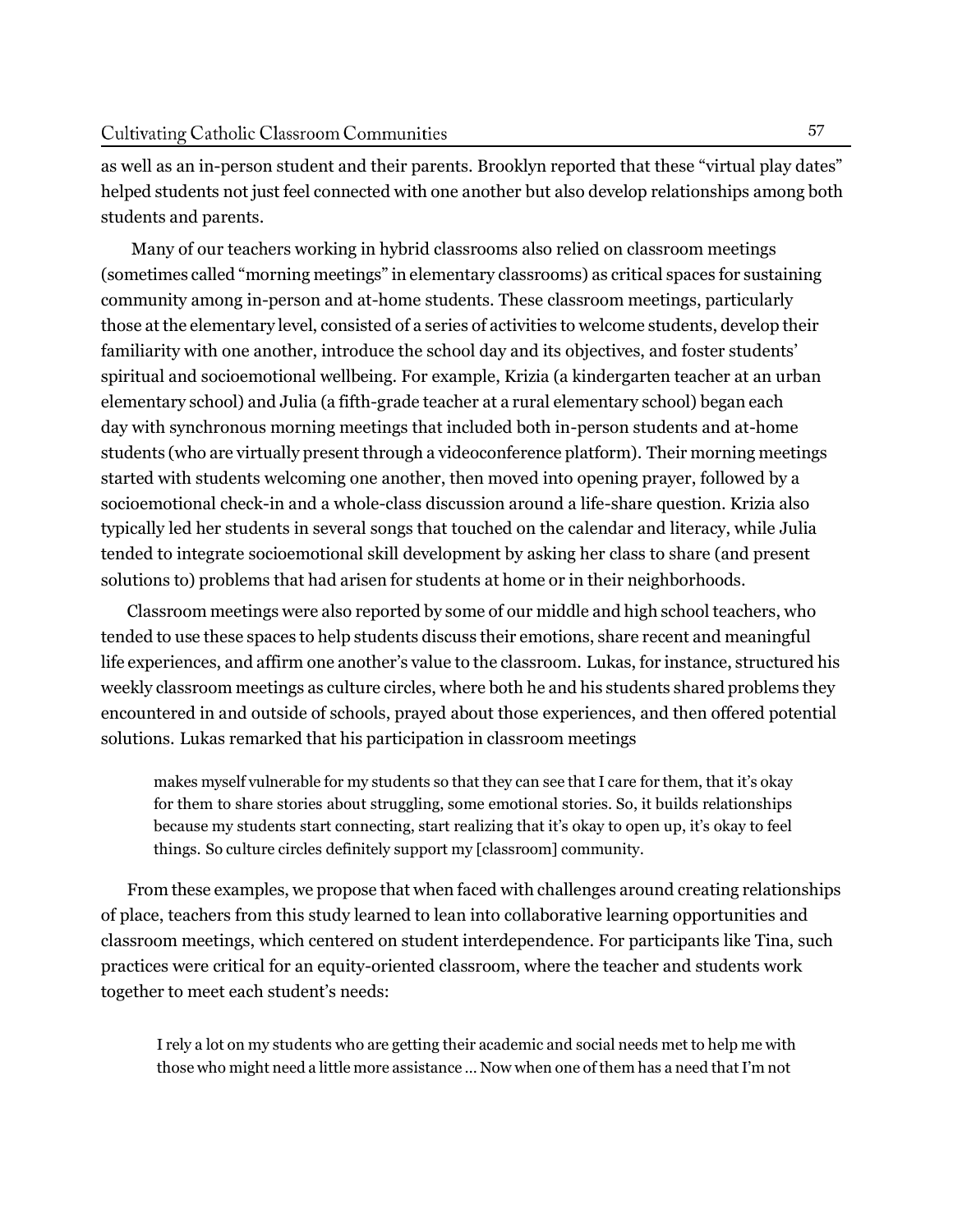as well as an in-person student and their parents. Brooklyn reported that these "virtual play dates" helped students not just feel connected with one another but also develop relationships among both students and parents.

Many of our teachers working in hybrid classrooms also relied on classroom meetings (sometimes called "morning meetings" in elementary classrooms) as critical spaces for sustaining community among in-person and at-home students. These classroom meetings, particularly those at the elementary level, consisted of a series of activities to welcome students, develop their familiarity with one another, introduce the school day and its objectives, and foster students' spiritual and socioemotional wellbeing. For example, Krizia (a kindergarten teacher at an urban elementary school) and Julia (a fifth-grade teacher at a rural elementary school) began each day with synchronous morning meetings that included both in-person students and at-home students (who are virtually present through a videoconference platform). Their morning meetings started with students welcoming one another, then moved into opening prayer, followed by a socioemotional check-in and a whole-class discussion around a life-share question. Krizia also typically led her students in several songs that touched on the calendar and literacy, while Julia tended to integrate socioemotional skill development by asking her class to share (and present solutions to) problems that had arisen for students at home or in their neighborhoods.

Classroom meetings were also reported by some of our middle and high school teachers, who tended to use these spaces to help students discuss their emotions, share recent and meaningful life experiences, and affirm one another's value to the classroom. Lukas, for instance, structured his weekly classroom meetings as culture circles, where both he and his students shared problems they encountered in and outside of schools, prayed about those experiences, and then offered potential solutions. Lukas remarked that his participation in classroom meetings

> makes myself vulnerable for my students so that they can see that I care for them, that it's okay for them to share stories about struggling, some emotional stories. So, it builds relationships because my students start connecting, start realizing that it's okay to open up, it's okay to feel things. So culture circles definitely support my [classroom] community.

From these examples, we propose that when faced with challenges around creating relationships of place, teachers from this study learned to lean into collaborative learning opportunities and classroom meetings, which centered on student interdependence. For participants like Tina, such practices were critical for an equity-oriented classroom, where the teacher and students work together to meet each student's needs:

> I rely a lot on my students who are getting their academic and social needs met to help me with those who might need a little more assistance ... Now when one of them has a need that I'm not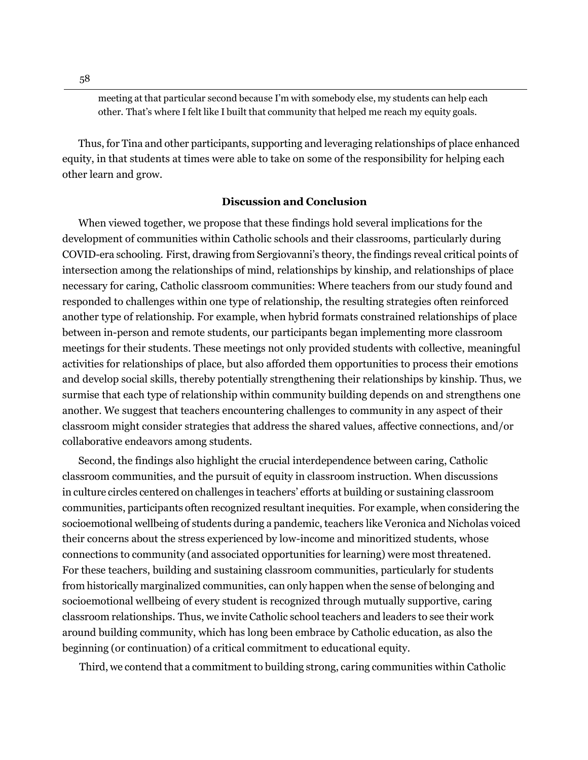> meeting at that particular second because I'm with somebody else, my students can help each other. That's where I felt like I built that community that helped me reach my equity goals.

Thus, for Tina and other participants, supporting and leveraging relationships of place enhanced equity, in that students at times were able to take on some of the responsibility for helping each other learn and grow.

## Discussion and Conclusion

When viewed together, we propose that these findings hold several implications for the development of communities within Catholic schools and their classrooms, particularly during COVID-era schooling. First, drawing from Sergiovanni's theory, the findings reveal critical points of intersection among the relationships of mind, relationships by kinship, and relationships of place necessary for caring, Catholic classroom communities: Where teachers from our study found and responded to challenges within one type of relationship, the resulting strategies often reinforced another type of relationship. For example, when hybrid formats constrained relationships of place between in-person and remote students, our participants began implementing more classroom meetings for their students. These meetings not only provided students with collective, meaningful activities for relationships of place, but also afforded them opportunities to process their emotions and develop social skills, thereby potentially strengthening their relationships by kinship. Thus, we surmise that each type of relationship within community building depends on and strengthens one another. We suggest that teachers encountering challenges to community in any aspect of their classroom might consider strategies that address the shared values, affective connections, and/or collaborative endeavors among students.

Second, the findings also highlight the crucial interdependence between caring, Catholic classroom communities, and the pursuit of equity in classroom instruction. When discussions in culture circles centered on challenges in teachers' efforts at building or sustaining classroom communities, participants often recognized resultant inequities. For example, when considering the socioemotional wellbeing of students during a pandemic, teachers like Veronica and Nicholas voiced their concerns about the stress experienced by low-income and minoritized students, whose connections to community (and associated opportunities for learning) were most threatened. For these teachers, building and sustaining classroom communities, particularly for students from historically marginalized communities, can only happen when the sense of belonging and socioemotional wellbeing of every student is recognized through mutually supportive, caring classroom relationships. Thus, we invite Catholic school teachers and leaders to see their work around building community, which has long been embrace by Catholic education, as also the beginning (or continuation) of a critical commitment to educational equity.

Third, we contend that a commitment to building strong, caring communities within Catholic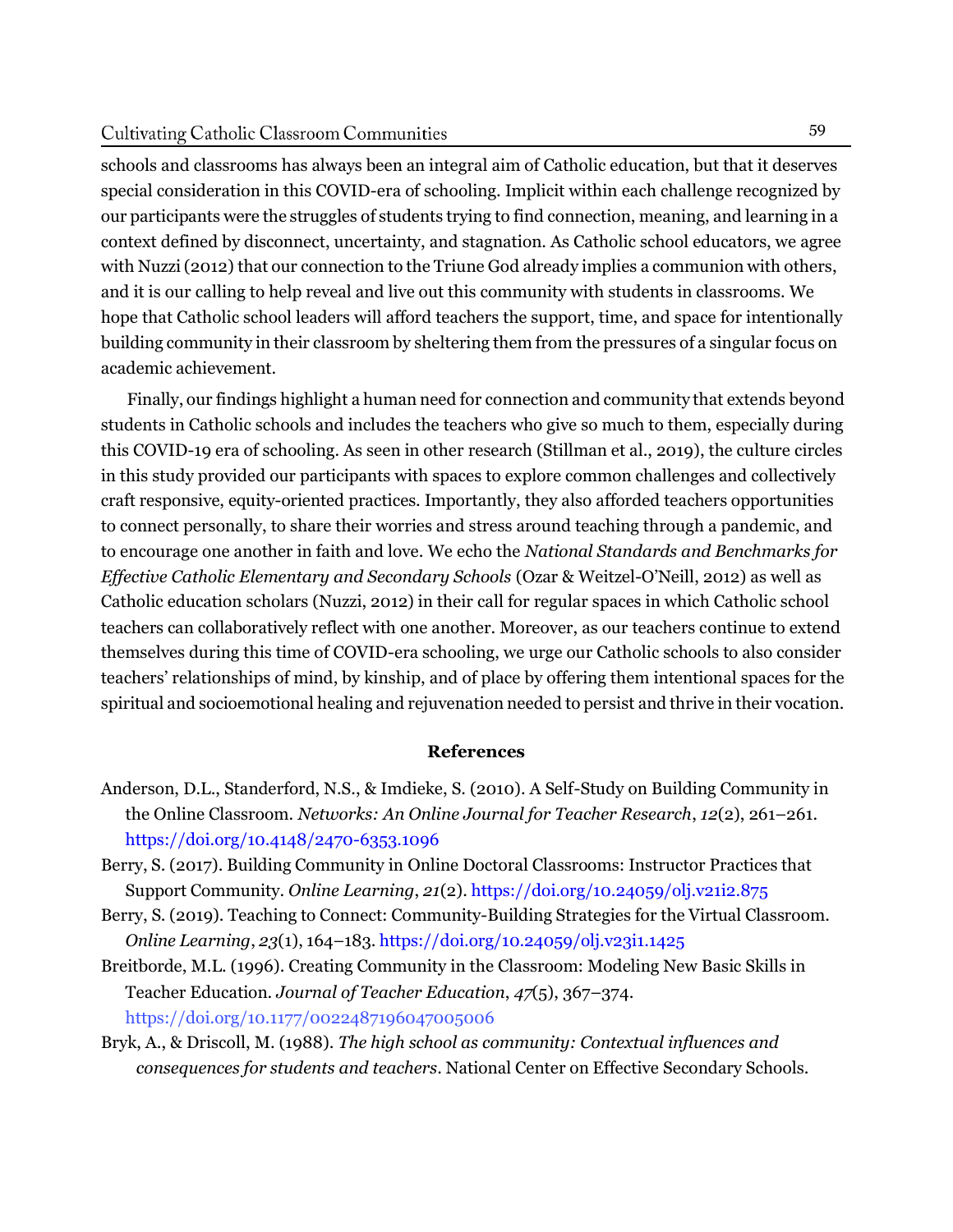schools and classrooms has always been an integral aim of Catholic education, but that it deserves special consideration in this COVID-era of schooling. Implicit within each challenge recognized by our participants were the struggles of students trying to find connection, meaning, and learning in a context defined by disconnect, uncertainty, and stagnation. As Catholic school educators, we agree with Nuzzi (2012) that our connection to the Triune God already implies a communion with others, and it is our calling to help reveal and live out this community with students in classrooms. We hope that Catholic school leaders will afford teachers the support, time, and space for intentionally building community in their classroom by sheltering them from the pressures of a singular focus on academic achievement.

Finally, our findings highlight a human need for connection and community that extends beyond students in Catholic schools and includes the teachers who give so much to them, especially during this COVID-19 era of schooling. As seen in other research (Stillman et al., 2019), the culture circles in this study provided our participants with spaces to explore common challenges and collectively craft responsive, equity-oriented practices. Importantly, they also afforded teachers opportunities to connect personally, to share their worries and stress around teaching through a pandemic, and to encourage one another in faith and love. We echo the *National Standards and Benchmarks for Effective Catholic Elementary and Secondary Schools* (Ozar & Weitzel-O'Neill, 2012) as well as Catholic education scholars (Nuzzi, 2012) in their call for regular spaces in which Catholic school teachers can collaboratively reflect with one another. Moreover, as our teachers continue to extend themselves during this time of COVID-era schooling, we urge our Catholic schools to also consider teachers' relationships of mind, by kinship, and of place by offering them intentional spaces for the spiritual and socioemotional healing and rejuvenation needed to persist and thrive in their vocation.

## References

Anderson, D.L., Standerford, N.S., & Imdieke, S. (2010). A Self-Study on Building Community in the Online Classroom. *Networks: An Online Journal for Teacher Research*, *12*(2), 261–261. https://doi.org/10.4148/2470-6353.1096

Berry, S. (2017). Building Community in Online Doctoral Classrooms: Instructor Practices that Support Community. *Online Learning*, *21*(2). https://doi.org/10.24059/olj.v21i2.875

Berry, S. (2019). Teaching to Connect: Community-Building Strategies for the Virtual Classroom. *Online Learning*, *23*(1), 164–183. https://doi.org/10.24059/olj.v23i1.1425

Breitborde, M.L. (1996). Creating Community in the Classroom: Modeling New Basic Skills in Teacher Education. *Journal of Teacher Education*, *47*(5), 367–374. https://doi.org/10.1177/0022487196047005006

Bryk, A., & Driscoll, M. (1988). *The high school as community: Contextual influences and consequences for students and teachers*. National Center on Effective Secondary Schools.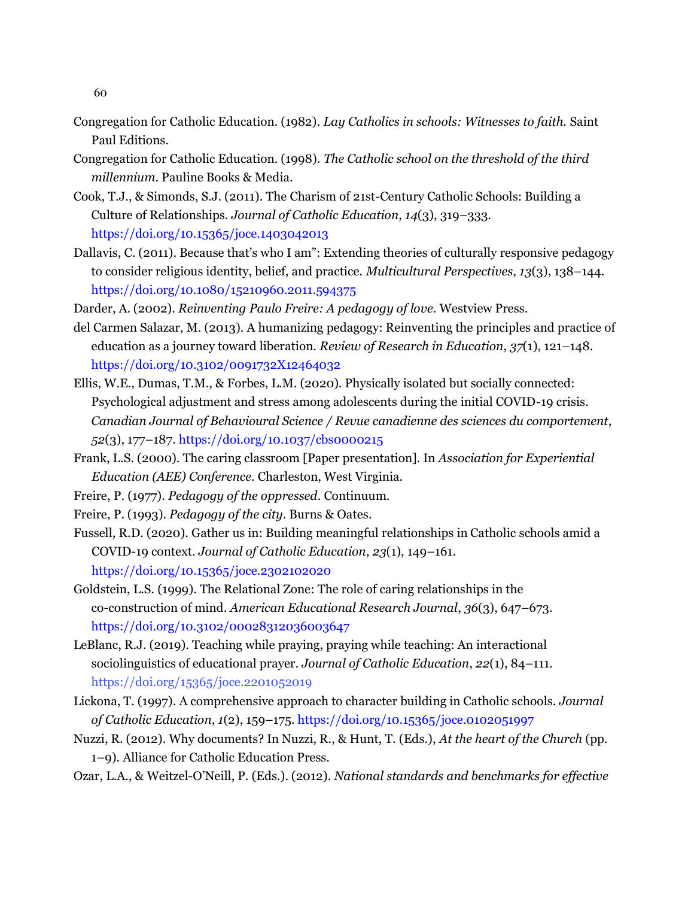Congregation for Catholic Education. (1982). *Lay Catholics in schools: Witnesses to faith.* Saint Paul Editions.

Congregation for Catholic Education. (1998). *The Catholic school on the threshold of the third millennium.* Pauline Books & Media.

Cook, T.J., & Simonds, S.J. (2011). The Charism of 21st-Century Catholic Schools: Building a Culture of Relationships. *Journal of Catholic Education*, *14*(3), 319–333. https://doi.org/10.15365/joce.1403042013

Dallavis, C. (2011). Because that's who I am": Extending theories of culturally responsive pedagogy to consider religious identity, belief, and practice. *Multicultural Perspectives*, *13*(3), 138–144. https://doi.org/10.1080/15210960.2011.594375

Darder, A. (2002). *Reinventing Paulo Freire: A pedagogy of love*. Westview Press.

del Carmen Salazar, M. (2013). A humanizing pedagogy: Reinventing the principles and practice of education as a journey toward liberation. *Review of Research in Education*, *37*(1), 121–148. https://doi.org/10.3102/0091732X12464032

Ellis, W.E., Dumas, T.M., & Forbes, L.M. (2020). Physically isolated but socially connected: Psychological adjustment and stress among adolescents during the initial COVID-19 crisis. *Canadian Journal of Behavioural Science / Revue canadienne des sciences du comportement*, *52*(3), 177–187. https://doi.org/10.1037/cbs0000215

Frank, L.S. (2000). The caring classroom [Paper presentation]. In *Association for Experiential Education (AEE) Conference*. Charleston, West Virginia.

Freire, P. (1977). *Pedagogy of the oppressed*. Continuum.

Freire, P. (1993). *Pedagogy of the city*. Burns & Oates.

Fussell, R.D. (2020). Gather us in: Building meaningful relationships in Catholic schools amid a COVID-19 context. *Journal of Catholic Education*, *23*(1), 149–161. https://doi.org/10.15365/joce.2302102020

Goldstein, L.S. (1999). The Relational Zone: The role of caring relationships in the co-construction of mind. *American Educational Research Journal*, *36*(3), 647–673. https://doi.org/10.3102/00028312036003647

LeBlanc, R.J. (2019). Teaching while praying, praying while teaching: An interactional sociolinguistics of educational prayer. *Journal of Catholic Education*, *22*(1), 84–111. https://doi.org/15365/joce.2201052019

Lickona, T. (1997). A comprehensive approach to character building in Catholic schools. *Journal of Catholic Education*, *1*(2), 159–175. https://doi.org/10.15365/joce.0102051997

Nuzzi, R. (2012). Why documents? In Nuzzi, R., & Hunt, T. (Eds.), *At the heart of the Church* (pp. 1–9). Alliance for Catholic Education Press.

Ozar, L.A., & Weitzel-O'Neill, P. (Eds.). (2012). *National standards and benchmarks for effective*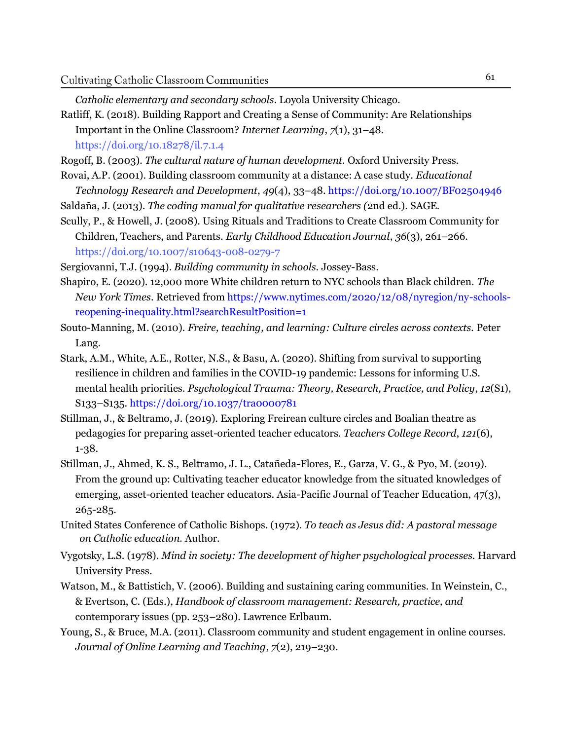*Catholic elementary and secondary schools*. Loyola University Chicago.

Ratliff, K. (2018). Building Rapport and Creating a Sense of Community: Are Relationships Important in the Online Classroom? *Internet Learning*, *7*(1), 31–48. https://doi.org/10.18278/il.7.1.4

Rogoff, B. (2003). *The cultural nature of human development*. Oxford University Press.

Rovai, A.P. (2001). Building classroom community at a distance: A case study. *Educational Technology Research and Development*, *49*(4), 33–48. https://doi.org/10.1007/BF02504946

Saldaña, J. (2013). *The coding manual for qualitative researchers (*2nd ed.). SAGE.

Scully, P., & Howell, J. (2008). Using Rituals and Traditions to Create Classroom Community for Children, Teachers, and Parents. *Early Childhood Education Journal*, *36*(3), 261–266. https://doi.org/10.1007/s10643-008-0279-7

Sergiovanni, T.J. (1994). *Building community in schools*. Jossey-Bass.

Shapiro, E. (2020). 12,000 more White children return to NYC schools than Black children. *The New York Times*. Retrieved from https://www.nytimes.com/2020/12/08/nyregion/ny-schools-reopening-inequality.html?searchResultPosition=1

Souto-Manning, M. (2010). *Freire, teaching, and learning: Culture circles across contexts.* Peter Lang.

Stark, A.M., White, A.E., Rotter, N.S., & Basu, A. (2020). Shifting from survival to supporting resilience in children and families in the COVID-19 pandemic: Lessons for informing U.S. mental health priorities. *Psychological Trauma: Theory, Research, Practice, and Policy*, *12*(S1), S133–S135. https://doi.org/10.1037/tra0000781

Stillman, J., & Beltramo, J. (2019). Exploring Freirean culture circles and Boalian theatre as pedagogies for preparing asset-oriented teacher educators. *Teachers College Record*, *121*(6), 1-38.

Stillman, J., Ahmed, K. S., Beltramo, J. L., Catañeda-Flores, E., Garza, V. G., & Pyo, M. (2019). From the ground up: Cultivating teacher educator knowledge from the situated knowledges of emerging, asset-oriented teacher educators. Asia-Pacific Journal of Teacher Education, 47(3), 265-285.

United States Conference of Catholic Bishops. (1972). *To teach as Jesus did: A pastoral message on Catholic education.* Author.

Vygotsky, L.S. (1978). *Mind in society: The development of higher psychological processes.* Harvard University Press.

Watson, M., & Battistich, V. (2006). Building and sustaining caring communities. In Weinstein, C., & Evertson, C. (Eds.), *Handbook of classroom management: Research, practice, and* contemporary issues (pp. 253–280). Lawrence Erlbaum.

Young, S., & Bruce, M.A. (2011). Classroom community and student engagement in online courses. *Journal of Online Learning and Teaching*, *7*(2), 219–230.